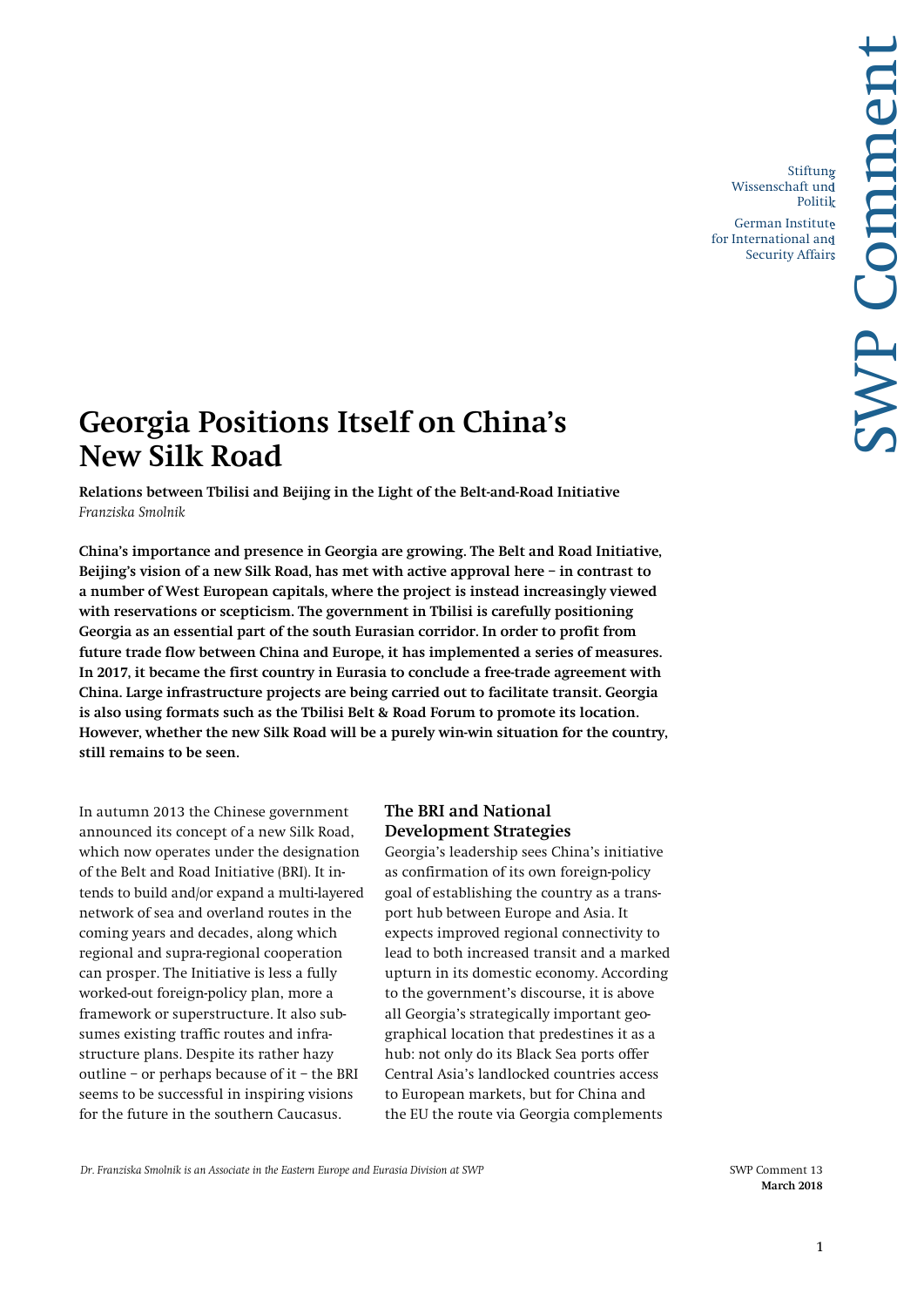# Georgia Positions Itself on China's New Silk Road

**Relations between Tbilisi and Beijing in the Light of the Belt-and-Road Initiative**

*Franziska Smolnik*

**China's importance and presence in Georgia are growing. The Belt and Road Initiative, Beijing's vision of a new Silk Road, has met with active approval here – in contrast to a number of West European capitals, where the project is instead increasingly viewed with reservations or scepticism. The government in Tbilisi is carefully positioning Georgia as an essential part of the south Eurasian corridor. In order to profit from future trade flow between China and Europe, it has implemented a series of measures. In 2017, it became the first country in Eurasia to conclude a free-trade agreement with China. Large infrastructure projects are being carried out to facilitate transit. Georgia is also using formats such as the Tbilisi Belt & Road Forum to promote its location. However, whether the new Silk Road will be a purely win-win situation for the country, still remains to be seen.**

In autumn 2013 the Chinese government announced its concept of a new Silk Road, which now operates under the designation of the Belt and Road Initiative (BRI). It intends to build and/or expand a multi-layered network of sea and overland routes in the coming years and decades, along which regional and supra-regional cooperation can prosper. The Initiative is less a fully worked-out foreign-policy plan, more a framework or superstructure. It also subsumes existing traffic routes and infrastructure plans. Despite its rather hazy outline – or perhaps because of it – the BRI seems to be successful in inspiring visions for the future in the southern Caucasus.

## The BRI and National Development Strategies

Georgia's leadership sees China's initiative as confirmation of its own foreign-policy goal of establishing the country as a transport hub between Europe and Asia. It expects improved regional connectivity to lead to both increased transit and a marked upturn in its domestic economy. According to the government's discourse, it is above all Georgia's strategically important geographical location that predestines it as a hub: not only do its Black Sea ports offer Central Asia's landlocked countries access to European markets, but for China and the EU the route via Georgia complements

*Dr. Franziska Smolnik is an Associate in the Eastern Europe and Eurasia Division at SWP*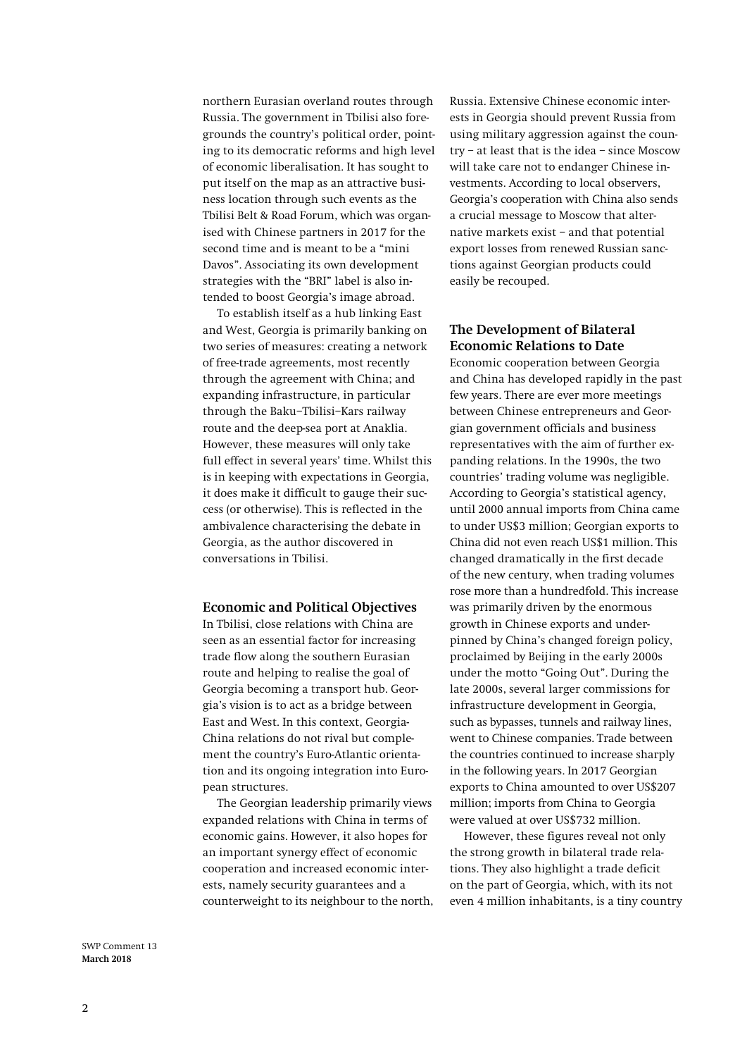northern Eurasian overland routes through Russia. The government in Tbilisi also foregrounds the country's political order, pointing to its democratic reforms and high level of economic liberalisation. It has sought to put itself on the map as an attractive business location through such events as the Tbilisi Belt & Road Forum, which was organised with Chinese partners in 2017 for the second time and is meant to be a "mini Davos". Associating its own development strategies with the "BRI" label is also intended to boost Georgia's image abroad.

To establish itself as a hub linking East and West, Georgia is primarily banking on two series of measures: creating a network of free-trade agreements, most recently through the agreement with China; and expanding infrastructure, in particular through the Baku–Tbilisi–Kars railway route and the deep-sea port at Anaklia. However, these measures will only take full effect in several years' time. Whilst this is in keeping with expectations in Georgia, it does make it difficult to gauge their success (or otherwise). This is reflected in the ambivalence characterising the debate in Georgia, as the author discovered in conversations in Tbilisi.

## Economic and Political Objectives

In Tbilisi, close relations with China are seen as an essential factor for increasing trade flow along the southern Eurasian route and helping to realise the goal of Georgia becoming a transport hub. Georgia's vision is to act as a bridge between East and West. In this context, Georgia-China relations do not rival but complement the country's Euro-Atlantic orientation and its ongoing integration into European structures.

The Georgian leadership primarily views expanded relations with China in terms of economic gains. However, it also hopes for an important synergy effect of economic cooperation and increased economic interests, namely security guarantees and a counterweight to its neighbour to the north, Russia. Extensive Chinese economic interests in Georgia should prevent Russia from using military aggression against the country – at least that is the idea – since Moscow will take care not to endanger Chinese investments. According to local observers, Georgia's cooperation with China also sends a crucial message to Moscow that alternative markets exist – and that potential export losses from renewed Russian sanctions against Georgian products could easily be recouped.

## The Development of Bilateral Economic Relations to Date

Economic cooperation between Georgia and China has developed rapidly in the past few years. There are ever more meetings between Chinese entrepreneurs and Georgian government officials and business representatives with the aim of further expanding relations. In the 1990s, the two countries' trading volume was negligible. According to Georgia's statistical agency, until 2000 annual imports from China came to under US$3 million; Georgian exports to China did not even reach US$1 million. This changed dramatically in the first decade of the new century, when trading volumes rose more than a hundredfold. This increase was primarily driven by the enormous growth in Chinese exports and underpinned by China's changed foreign policy, proclaimed by Beijing in the early 2000s under the motto "Going Out". During the late 2000s, several larger commissions for infrastructure development in Georgia, such as bypasses, tunnels and railway lines, went to Chinese companies. Trade between the countries continued to increase sharply in the following years. In 2017 Georgian exports to China amounted to over US$207 million; imports from China to Georgia were valued at over US$732 million.

However, these figures reveal not only the strong growth in bilateral trade relations. They also highlight a trade deficit on the part of Georgia, which, with its not even 4 million inhabitants, is a tiny country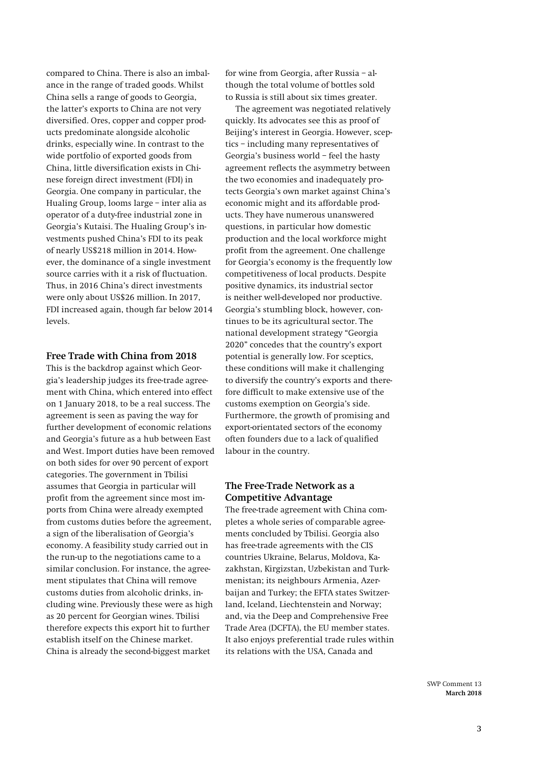compared to China. There is also an imbalance in the range of traded goods. Whilst China sells a range of goods to Georgia, the latter's exports to China are not very diversified. Ores, copper and copper products predominate alongside alcoholic drinks, especially wine. In contrast to the wide portfolio of exported goods from China, little diversification exists in Chinese foreign direct investment (FDI) in Georgia. One company in particular, the Hualing Group, looms large – inter alia as operator of a duty-free industrial zone in Georgia's Kutaisi. The Hualing Group's investments pushed China's FDI to its peak of nearly US$218 million in 2014. However, the dominance of a single investment source carries with it a risk of fluctuation. Thus, in 2016 China's direct investments were only about US$26 million. In 2017, FDI increased again, though far below 2014 levels.

## Free Trade with China from 2018

This is the backdrop against which Georgia's leadership judges its free-trade agreement with China, which entered into effect on 1 January 2018, to be a real success. The agreement is seen as paving the way for further development of economic relations and Georgia's future as a hub between East and West. Import duties have been removed on both sides for over 90 percent of export categories. The government in Tbilisi assumes that Georgia in particular will profit from the agreement since most imports from China were already exempted from customs duties before the agreement, a sign of the liberalisation of Georgia's economy. A feasibility study carried out in the run-up to the negotiations came to a similar conclusion. For instance, the agreement stipulates that China will remove customs duties from alcoholic drinks, including wine. Previously these were as high as 20 percent for Georgian wines. Tbilisi therefore expects this export hit to further establish itself on the Chinese market. China is already the second-biggest market for wine from Georgia, after Russia – although the total volume of bottles sold to Russia is still about six times greater.

The agreement was negotiated relatively quickly. Its advocates see this as proof of Beijing's interest in Georgia. However, sceptics – including many representatives of Georgia's business world – feel the hasty agreement reflects the asymmetry between the two economies and inadequately protects Georgia's own market against China's economic might and its affordable products. They have numerous unanswered questions, in particular how domestic production and the local workforce might profit from the agreement. One challenge for Georgia's economy is the frequently low competitiveness of local products. Despite positive dynamics, its industrial sector is neither well-developed nor productive. Georgia's stumbling block, however, continues to be its agricultural sector. The national development strategy "Georgia 2020" concedes that the country's export potential is generally low. For sceptics, these conditions will make it challenging to diversify the country's exports and therefore difficult to make extensive use of the customs exemption on Georgia's side. Furthermore, the growth of promising and export-orientated sectors of the economy often founders due to a lack of qualified labour in the country.

## The Free-Trade Network as a Competitive Advantage

The free-trade agreement with China completes a whole series of comparable agreements concluded by Tbilisi. Georgia also has free-trade agreements with the CIS countries Ukraine, Belarus, Moldova, Kazakhstan, Kirgizstan, Uzbekistan and Turkmenistan; its neighbours Armenia, Azerbaijan and Turkey; the EFTA states Switzerland, Iceland, Liechtenstein and Norway; and, via the Deep and Comprehensive Free Trade Area (DCFTA), the EU member states. It also enjoys preferential trade rules within its relations with the USA, Canada and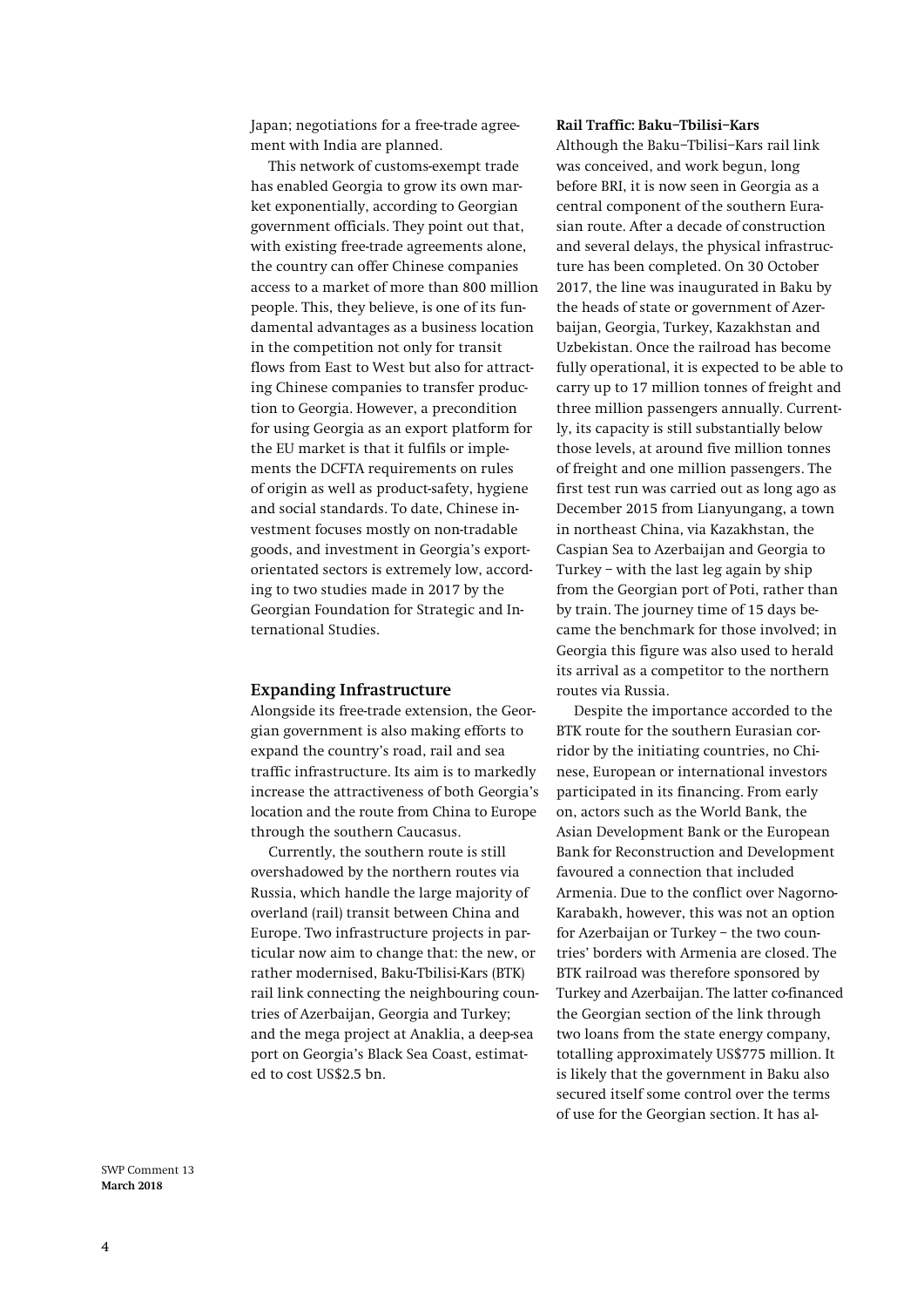Japan; negotiations for a free-trade agreement with India are planned.

This network of customs-exempt trade has enabled Georgia to grow its own market exponentially, according to Georgian government officials. They point out that, with existing free-trade agreements alone, the country can offer Chinese companies access to a market of more than 800 million people. This, they believe, is one of its fundamental advantages as a business location in the competition not only for transit flows from East to West but also for attracting Chinese companies to transfer production to Georgia. However, a precondition for using Georgia as an export platform for the EU market is that it fulfils or implements the DCFTA requirements on rules of origin as well as product-safety, hygiene and social standards. To date, Chinese investment focuses mostly on non-tradable goods, and investment in Georgia's export-orientated sectors is extremely low, according to two studies made in 2017 by the Georgian Foundation for Strategic and International Studies.

## Expanding Infrastructure

Alongside its free-trade extension, the Georgian government is also making efforts to expand the country's road, rail and sea traffic infrastructure. Its aim is to markedly increase the attractiveness of both Georgia's location and the route from China to Europe through the southern Caucasus.

Currently, the southern route is still overshadowed by the northern routes via Russia, which handle the large majority of overland (rail) transit between China and Europe. Two infrastructure projects in particular now aim to change that: the new, or rather modernised, Baku-Tbilisi-Kars (BTK) rail link connecting the neighbouring countries of Azerbaijan, Georgia and Turkey; and the mega project at Anaklia, a deep-sea port on Georgia's Black Sea Coast, estimated to cost US$2.5 bn.

### Rail Traffic: Baku–Tbilisi–Kars

Although the Baku–Tbilisi–Kars rail link was conceived, and work begun, long before BRI, it is now seen in Georgia as a central component of the southern Eurasian route. After a decade of construction and several delays, the physical infrastructure has been completed. On 30 October 2017, the line was inaugurated in Baku by the heads of state or government of Azerbaijan, Georgia, Turkey, Kazakhstan and Uzbekistan. Once the railroad has become fully operational, it is expected to be able to carry up to 17 million tonnes of freight and three million passengers annually. Currently, its capacity is still substantially below those levels, at around five million tonnes of freight and one million passengers. The first test run was carried out as long ago as December 2015 from Lianyungang, a town in northeast China, via Kazakhstan, the Caspian Sea to Azerbaijan and Georgia to Turkey – with the last leg again by ship from the Georgian port of Poti, rather than by train. The journey time of 15 days became the benchmark for those involved; in Georgia this figure was also used to herald its arrival as a competitor to the northern routes via Russia.

Despite the importance accorded to the BTK route for the southern Eurasian corridor by the initiating countries, no Chinese, European or international investors participated in its financing. From early on, actors such as the World Bank, the Asian Development Bank or the European Bank for Reconstruction and Development favoured a connection that included Armenia. Due to the conflict over Nagorno-Karabakh, however, this was not an option for Azerbaijan or Turkey – the two countries' borders with Armenia are closed. The BTK railroad was therefore sponsored by Turkey and Azerbaijan. The latter co-financed the Georgian section of the link through two loans from the state energy company, totalling approximately US$775 million. It is likely that the government in Baku also secured itself some control over the terms of use for the Georgian section. It has al-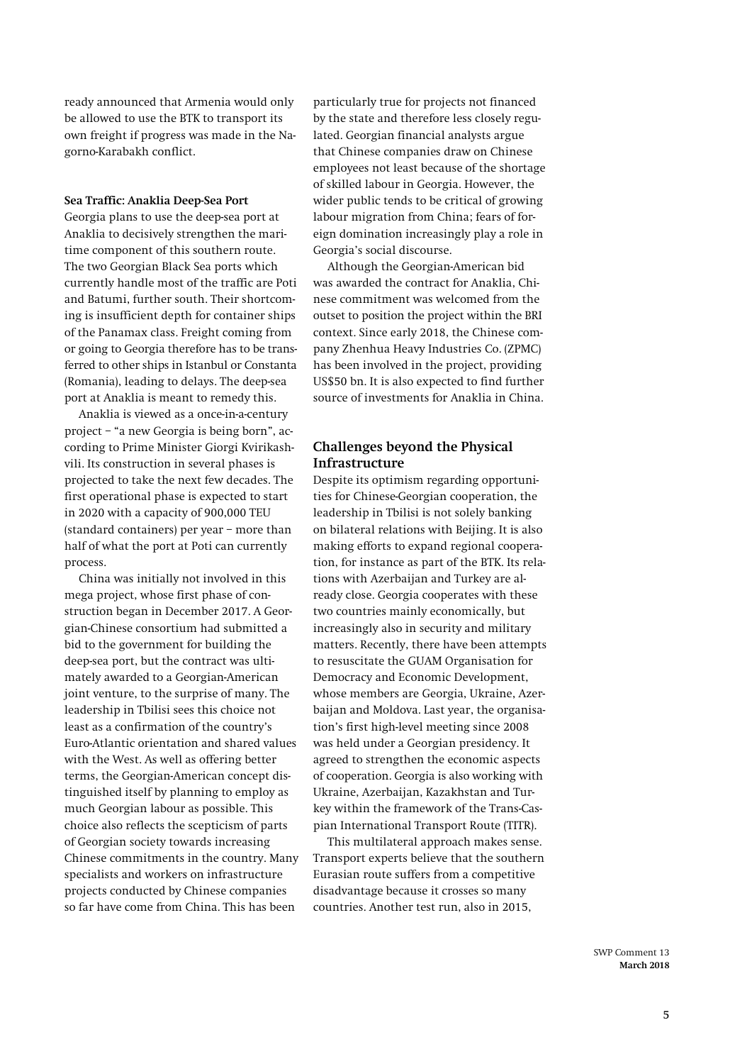ready announced that Armenia would only be allowed to use the BTK to transport its own freight if progress was made in the Nagorno-Karabakh conflict.

**Sea Traffic: Anaklia Deep-Sea Port**

Georgia plans to use the deep-sea port at Anaklia to decisively strengthen the maritime component of this southern route. The two Georgian Black Sea ports which currently handle most of the traffic are Poti and Batumi, further south. Their shortcoming is insufficient depth for container ships of the Panamax class. Freight coming from or going to Georgia therefore has to be transferred to other ships in Istanbul or Constanta (Romania), leading to delays. The deep-sea port at Anaklia is meant to remedy this.

Anaklia is viewed as a once-in-a-century project – "a new Georgia is being born", according to Prime Minister Giorgi Kvirikashvili. Its construction in several phases is projected to take the next few decades. The first operational phase is expected to start in 2020 with a capacity of 900,000 TEU (standard containers) per year – more than half of what the port at Poti can currently process.

China was initially not involved in this mega project, whose first phase of construction began in December 2017. A Georgian-Chinese consortium had submitted a bid to the government for building the deep-sea port, but the contract was ultimately awarded to a Georgian-American joint venture, to the surprise of many. The leadership in Tbilisi sees this choice not least as a confirmation of the country's Euro-Atlantic orientation and shared values with the West. As well as offering better terms, the Georgian-American concept distinguished itself by planning to employ as much Georgian labour as possible. This choice also reflects the scepticism of parts of Georgian society towards increasing Chinese commitments in the country. Many specialists and workers on infrastructure projects conducted by Chinese companies so far have come from China. This has been particularly true for projects not financed by the state and therefore less closely regulated. Georgian financial analysts argue that Chinese companies draw on Chinese employees not least because of the shortage of skilled labour in Georgia. However, the wider public tends to be critical of growing labour migration from China; fears of foreign domination increasingly play a role in Georgia's social discourse.

Although the Georgian-American bid was awarded the contract for Anaklia, Chinese commitment was welcomed from the outset to position the project within the BRI context. Since early 2018, the Chinese company Zhenhua Heavy Industries Co. (ZPMC) has been involved in the project, providing US$50 bn. It is also expected to find further source of investments for Anaklia in China.

## Challenges beyond the Physical Infrastructure

Despite its optimism regarding opportunities for Chinese-Georgian cooperation, the leadership in Tbilisi is not solely banking on bilateral relations with Beijing. It is also making efforts to expand regional cooperation, for instance as part of the BTK. Its relations with Azerbaijan and Turkey are already close. Georgia cooperates with these two countries mainly economically, but increasingly also in security and military matters. Recently, there have been attempts to resuscitate the GUAM Organisation for Democracy and Economic Development, whose members are Georgia, Ukraine, Azerbaijan and Moldova. Last year, the organisation's first high-level meeting since 2008 was held under a Georgian presidency. It agreed to strengthen the economic aspects of cooperation. Georgia is also working with Ukraine, Azerbaijan, Kazakhstan and Turkey within the framework of the Trans-Caspian International Transport Route (TITR).

This multilateral approach makes sense. Transport experts believe that the southern Eurasian route suffers from a competitive disadvantage because it crosses so many countries. Another test run, also in 2015,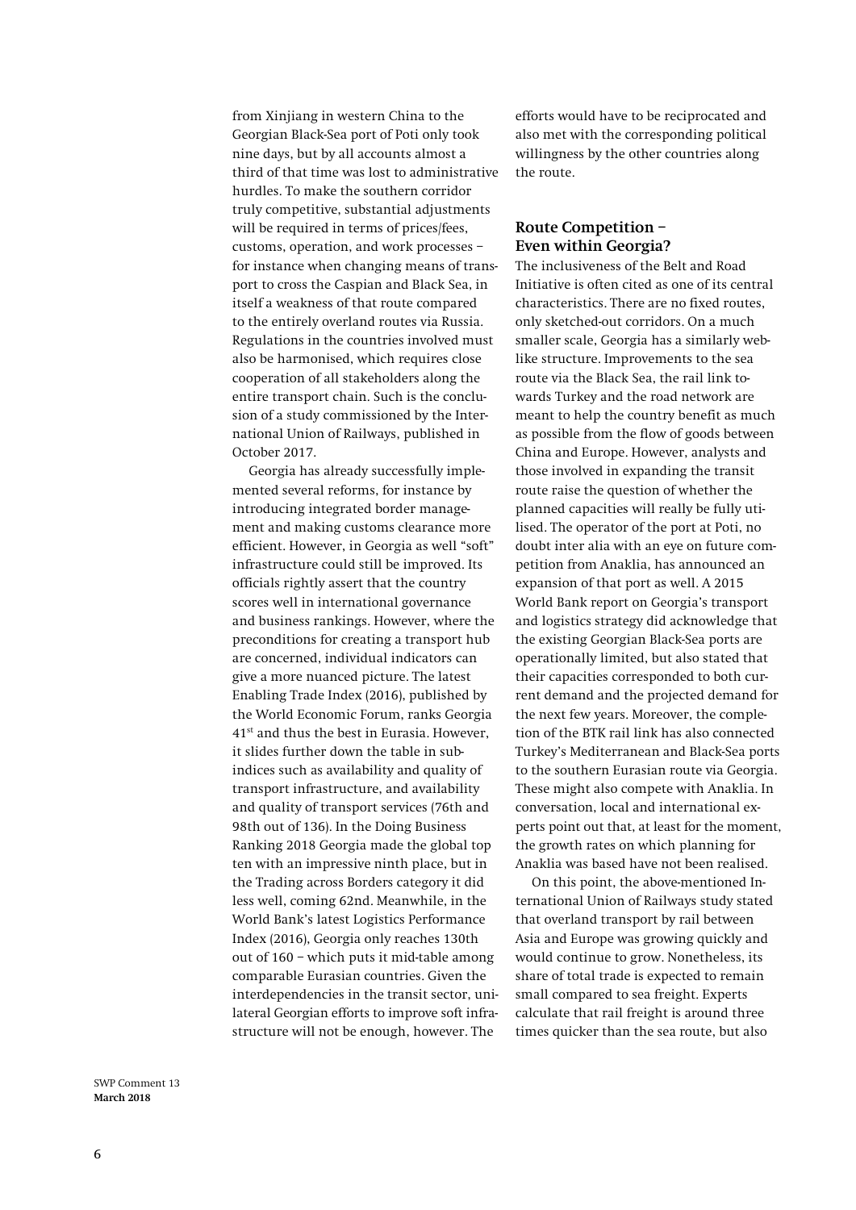from Xinjiang in western China to the Georgian Black-Sea port of Poti only took nine days, but by all accounts almost a third of that time was lost to administrative hurdles. To make the southern corridor truly competitive, substantial adjustments will be required in terms of prices/fees, customs, operation, and work processes – for instance when changing means of transport to cross the Caspian and Black Sea, in itself a weakness of that route compared to the entirely overland routes via Russia. Regulations in the countries involved must also be harmonised, which requires close cooperation of all stakeholders along the entire transport chain. Such is the conclusion of a study commissioned by the International Union of Railways, published in October 2017.

Georgia has already successfully implemented several reforms, for instance by introducing integrated border management and making customs clearance more efficient. However, in Georgia as well "soft" infrastructure could still be improved. Its officials rightly assert that the country scores well in international governance and business rankings. However, where the preconditions for creating a transport hub are concerned, individual indicators can give a more nuanced picture. The latest Enabling Trade Index (2016), published by the World Economic Forum, ranks Georgia 41st and thus the best in Eurasia. However, it slides further down the table in sub-indices such as availability and quality of transport infrastructure, and availability and quality of transport services (76th and 98th out of 136). In the Doing Business Ranking 2018 Georgia made the global top ten with an impressive ninth place, but in the Trading across Borders category it did less well, coming 62nd. Meanwhile, in the World Bank's latest Logistics Performance Index (2016), Georgia only reaches 130th out of 160 – which puts it mid-table among comparable Eurasian countries. Given the interdependencies in the transit sector, unilateral Georgian efforts to improve soft infrastructure will not be enough, however. The efforts would have to be reciprocated and also met with the corresponding political willingness by the other countries along the route.

## Route Competition – Even within Georgia?

The inclusiveness of the Belt and Road Initiative is often cited as one of its central characteristics. There are no fixed routes, only sketched-out corridors. On a much smaller scale, Georgia has a similarly web-like structure. Improvements to the sea route via the Black Sea, the rail link towards Turkey and the road network are meant to help the country benefit as much as possible from the flow of goods between China and Europe. However, analysts and those involved in expanding the transit route raise the question of whether the planned capacities will really be fully utilised. The operator of the port at Poti, no doubt inter alia with an eye on future competition from Anaklia, has announced an expansion of that port as well. A 2015 World Bank report on Georgia's transport and logistics strategy did acknowledge that the existing Georgian Black-Sea ports are operationally limited, but also stated that their capacities corresponded to both current demand and the projected demand for the next few years. Moreover, the completion of the BTK rail link has also connected Turkey's Mediterranean and Black-Sea ports to the southern Eurasian route via Georgia. These might also compete with Anaklia. In conversation, local and international experts point out that, at least for the moment, the growth rates on which planning for Anaklia was based have not been realised.

On this point, the above-mentioned International Union of Railways study stated that overland transport by rail between Asia and Europe was growing quickly and would continue to grow. Nonetheless, its share of total trade is expected to remain small compared to sea freight. Experts calculate that rail freight is around three times quicker than the sea route, but also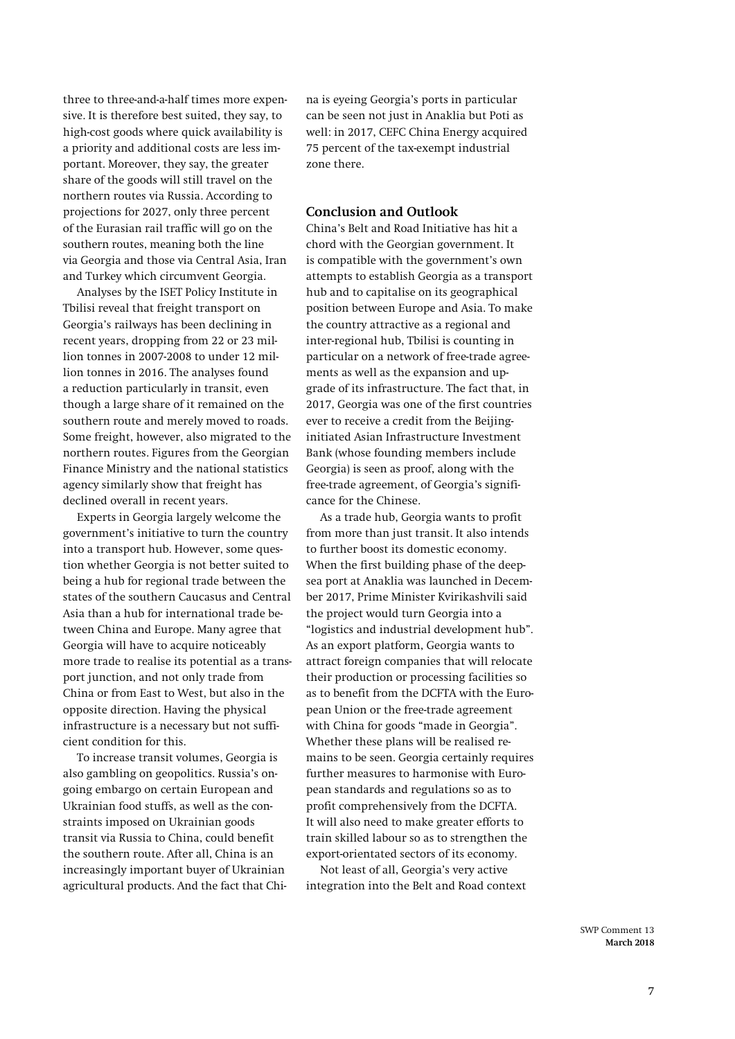three to three-and-a-half times more expensive. It is therefore best suited, they say, to high-cost goods where quick availability is a priority and additional costs are less important. Moreover, they say, the greater share of the goods will still travel on the northern routes via Russia. According to projections for 2027, only three percent of the Eurasian rail traffic will go on the southern routes, meaning both the line via Georgia and those via Central Asia, Iran and Turkey which circumvent Georgia.

Analyses by the ISET Policy Institute in Tbilisi reveal that freight transport on Georgia's railways has been declining in recent years, dropping from 22 or 23 million tonnes in 2007-2008 to under 12 million tonnes in 2016. The analyses found a reduction particularly in transit, even though a large share of it remained on the southern route and merely moved to roads. Some freight, however, also migrated to the northern routes. Figures from the Georgian Finance Ministry and the national statistics agency similarly show that freight has declined overall in recent years.

Experts in Georgia largely welcome the government's initiative to turn the country into a transport hub. However, some question whether Georgia is not better suited to being a hub for regional trade between the states of the southern Caucasus and Central Asia than a hub for international trade between China and Europe. Many agree that Georgia will have to acquire noticeably more trade to realise its potential as a transport junction, and not only trade from China or from East to West, but also in the opposite direction. Having the physical infrastructure is a necessary but not sufficient condition for this.

To increase transit volumes, Georgia is also gambling on geopolitics. Russia's ongoing embargo on certain European and Ukrainian food stuffs, as well as the constraints imposed on Ukrainian goods transit via Russia to China, could benefit the southern route. After all, China is an increasingly important buyer of Ukrainian agricultural products. And the fact that China is eyeing Georgia's ports in particular can be seen not just in Anaklia but Poti as well: in 2017, CEFC China Energy acquired 75 percent of the tax-exempt industrial zone there.

## Conclusion and Outlook

China's Belt and Road Initiative has hit a chord with the Georgian government. It is compatible with the government's own attempts to establish Georgia as a transport hub and to capitalise on its geographical position between Europe and Asia. To make the country attractive as a regional and inter-regional hub, Tbilisi is counting in particular on a network of free-trade agreements as well as the expansion and upgrade of its infrastructure. The fact that, in 2017, Georgia was one of the first countries ever to receive a credit from the Beijing-initiated Asian Infrastructure Investment Bank (whose founding members include Georgia) is seen as proof, along with the free-trade agreement, of Georgia's significance for the Chinese.

As a trade hub, Georgia wants to profit from more than just transit. It also intends to further boost its domestic economy. When the first building phase of the deep-sea port at Anaklia was launched in December 2017, Prime Minister Kvirikashvili said the project would turn Georgia into a "logistics and industrial development hub". As an export platform, Georgia wants to attract foreign companies that will relocate their production or processing facilities so as to benefit from the DCFTA with the European Union or the free-trade agreement with China for goods "made in Georgia". Whether these plans will be realised remains to be seen. Georgia certainly requires further measures to harmonise with European standards and regulations so as to profit comprehensively from the DCFTA. It will also need to make greater efforts to train skilled labour so as to strengthen the export-orientated sectors of its economy.

Not least of all, Georgia's very active integration into the Belt and Road context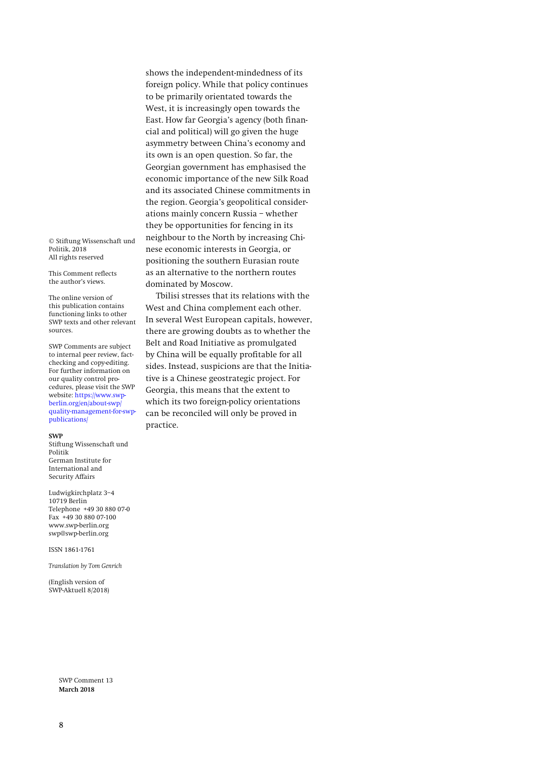shows the independent-mindedness of its foreign policy. While that policy continues to be primarily orientated towards the West, it is increasingly open towards the East. How far Georgia's agency (both financial and political) will go given the huge asymmetry between China's economy and its own is an open question. So far, the Georgian government has emphasised the economic importance of the new Silk Road and its associated Chinese commitments in the region. Georgia's geopolitical considerations mainly concern Russia – whether they be opportunities for fencing in its neighbour to the North by increasing Chinese economic interests in Georgia, or positioning the southern Eurasian route as an alternative to the northern routes dominated by Moscow.

Tbilisi stresses that its relations with the West and China complement each other. In several West European capitals, however, there are growing doubts as to whether the Belt and Road Initiative as promulgated by China will be equally profitable for all sides. Instead, suspicions are that the Initiative is a Chinese geostrategic project. For Georgia, this means that the extent to which its two foreign-policy orientations can be reconciled will only be proved in practice.

© Stiftung Wissenschaft und Politik, 2018
All rights reserved

This Comment reflects the author's views.

The online version of this publication contains functioning links to other SWP texts and other relevant sources.

SWP Comments are subject to internal peer review, fact-checking and copy-editing. For further information on our quality control procedures, please visit the SWP website: https://www.swp-berlin.org/en/about-swp/quality-management-for-swp-publications/

**SWP**
Stiftung Wissenschaft und Politik
German Institute for International and Security Affairs

Ludwigkirchplatz 3–4
10719 Berlin
Telephone +49 30 880 07-0
Fax +49 30 880 07-100
www.swp-berlin.org
swp@swp-berlin.org

ISSN 1861-1761

*Translation by Tom Genrich*

(English version of SWP-Aktuell 8/2018)